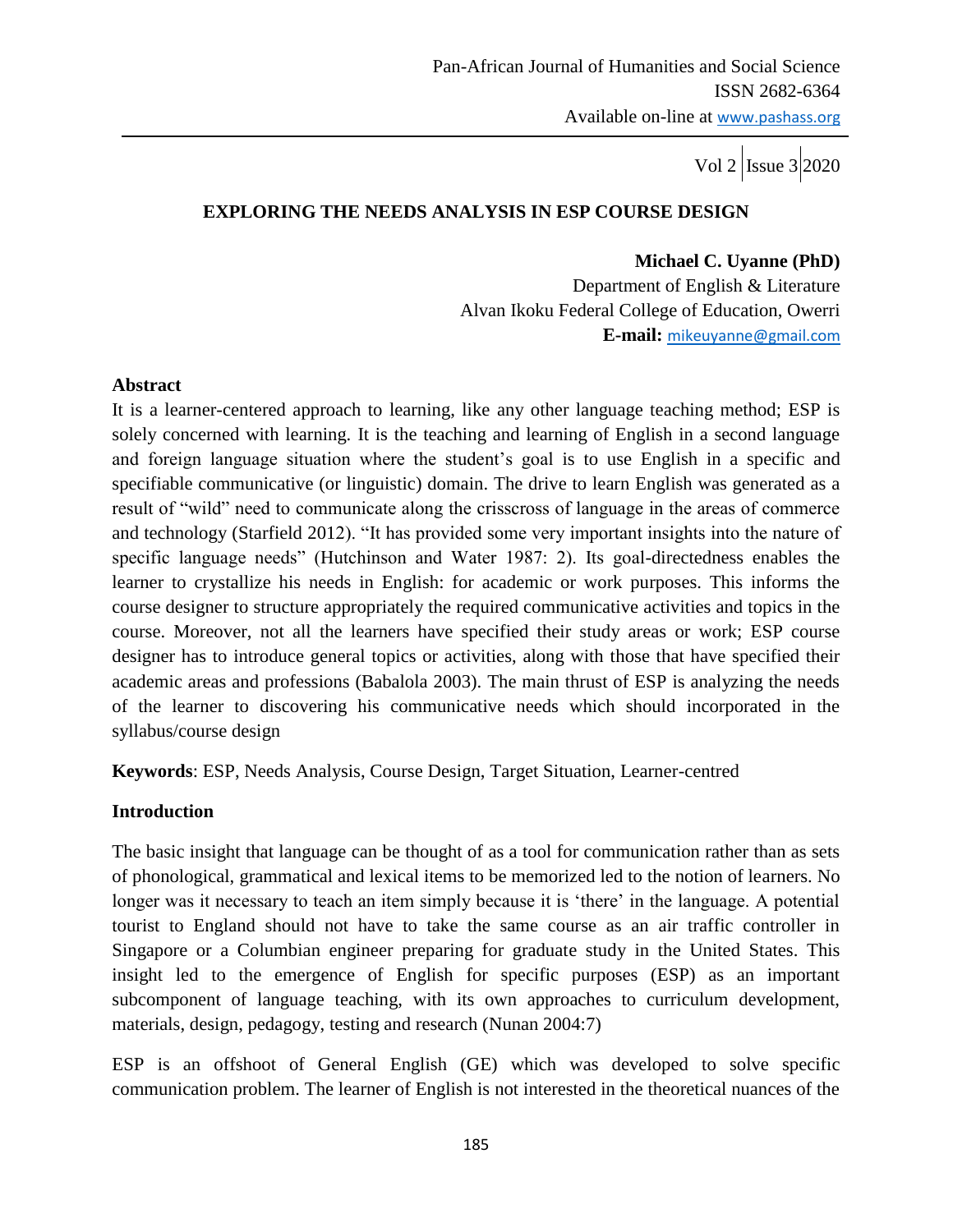# EXPLORING THE NEEDS ANALYSIS IN ESP COURSE DESIGN

**Michael C. Uyanne (PhD)**
Department of English & Literature
Alvan Ikoku Federal College of Education, Owerri
**E-mail:** mikeuyanne@gmail.com

## Abstract

It is a learner-centered approach to learning, like any other language teaching method; ESP is solely concerned with learning. It is the teaching and learning of English in a second language and foreign language situation where the student's goal is to use English in a specific and specifiable communicative (or linguistic) domain. The drive to learn English was generated as a result of "wild" need to communicate along the crisscross of language in the areas of commerce and technology (Starfield 2012). "It has provided some very important insights into the nature of specific language needs" (Hutchinson and Water 1987: 2). Its goal-directedness enables the learner to crystallize his needs in English: for academic or work purposes. This informs the course designer to structure appropriately the required communicative activities and topics in the course. Moreover, not all the learners have specified their study areas or work; ESP course designer has to introduce general topics or activities, along with those that have specified their academic areas and professions (Babalola 2003). The main thrust of ESP is analyzing the needs of the learner to discovering his communicative needs which should incorporated in the syllabus/course design

**Keywords**: ESP, Needs Analysis, Course Design, Target Situation, Learner-centred

## Introduction

The basic insight that language can be thought of as a tool for communication rather than as sets of phonological, grammatical and lexical items to be memorized led to the notion of learners. No longer was it necessary to teach an item simply because it is 'there' in the language. A potential tourist to England should not have to take the same course as an air traffic controller in Singapore or a Columbian engineer preparing for graduate study in the United States. This insight led to the emergence of English for specific purposes (ESP) as an important subcomponent of language teaching, with its own approaches to curriculum development, materials, design, pedagogy, testing and research (Nunan 2004:7)

ESP is an offshoot of General English (GE) which was developed to solve specific communication problem. The learner of English is not interested in the theoretical nuances of the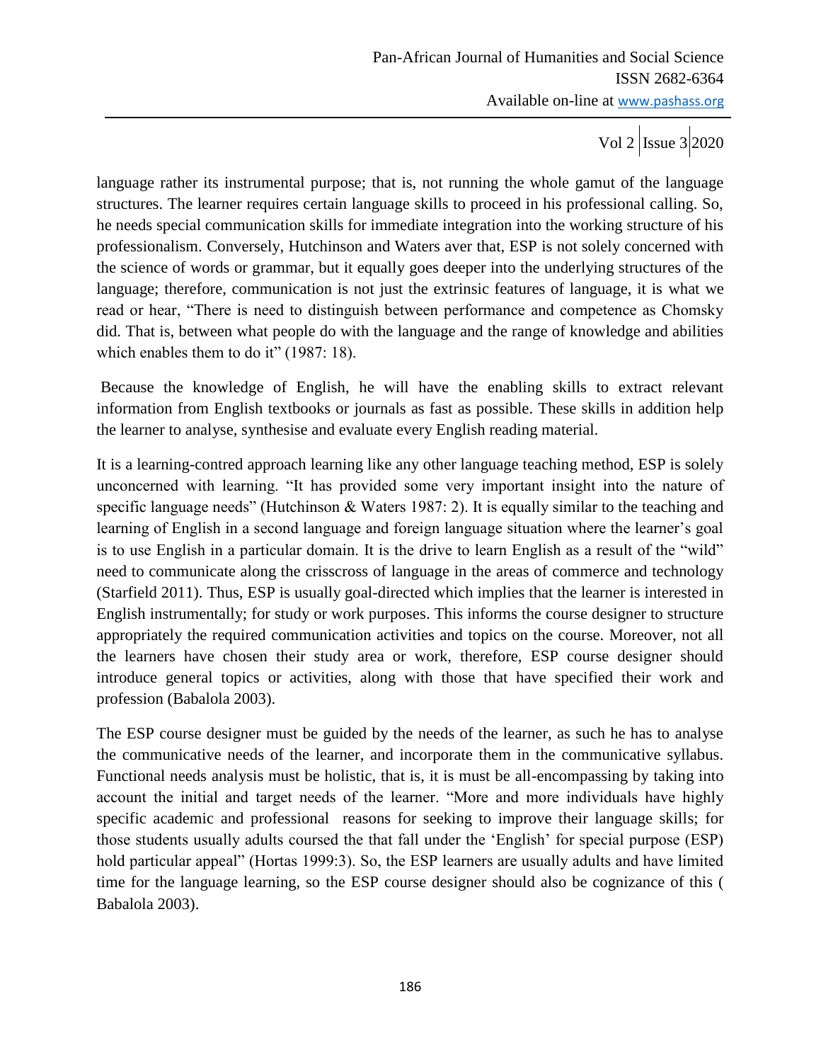language rather its instrumental purpose; that is, not running the whole gamut of the language structures. The learner requires certain language skills to proceed in his professional calling. So, he needs special communication skills for immediate integration into the working structure of his professionalism. Conversely, Hutchinson and Waters aver that, ESP is not solely concerned with the science of words or grammar, but it equally goes deeper into the underlying structures of the language; therefore, communication is not just the extrinsic features of language, it is what we read or hear, "There is need to distinguish between performance and competence as Chomsky did. That is, between what people do with the language and the range of knowledge and abilities which enables them to do it" (1987: 18).

Because the knowledge of English, he will have the enabling skills to extract relevant information from English textbooks or journals as fast as possible. These skills in addition help the learner to analyse, synthesise and evaluate every English reading material.

It is a learning-contred approach learning like any other language teaching method, ESP is solely unconcerned with learning. "It has provided some very important insight into the nature of specific language needs" (Hutchinson & Waters 1987: 2). It is equally similar to the teaching and learning of English in a second language and foreign language situation where the learner's goal is to use English in a particular domain. It is the drive to learn English as a result of the "wild" need to communicate along the crisscross of language in the areas of commerce and technology (Starfield 2011). Thus, ESP is usually goal-directed which implies that the learner is interested in English instrumentally; for study or work purposes. This informs the course designer to structure appropriately the required communication activities and topics on the course. Moreover, not all the learners have chosen their study area or work, therefore, ESP course designer should introduce general topics or activities, along with those that have specified their work and profession (Babalola 2003).

The ESP course designer must be guided by the needs of the learner, as such he has to analyse the communicative needs of the learner, and incorporate them in the communicative syllabus. Functional needs analysis must be holistic, that is, it is must be all-encompassing by taking into account the initial and target needs of the learner. "More and more individuals have highly specific academic and professional reasons for seeking to improve their language skills; for those students usually adults coursed the that fall under the 'English' for special purpose (ESP) hold particular appeal" (Hortas 1999:3). So, the ESP learners are usually adults and have limited time for the language learning, so the ESP course designer should also be cognizance of this ( Babalola 2003).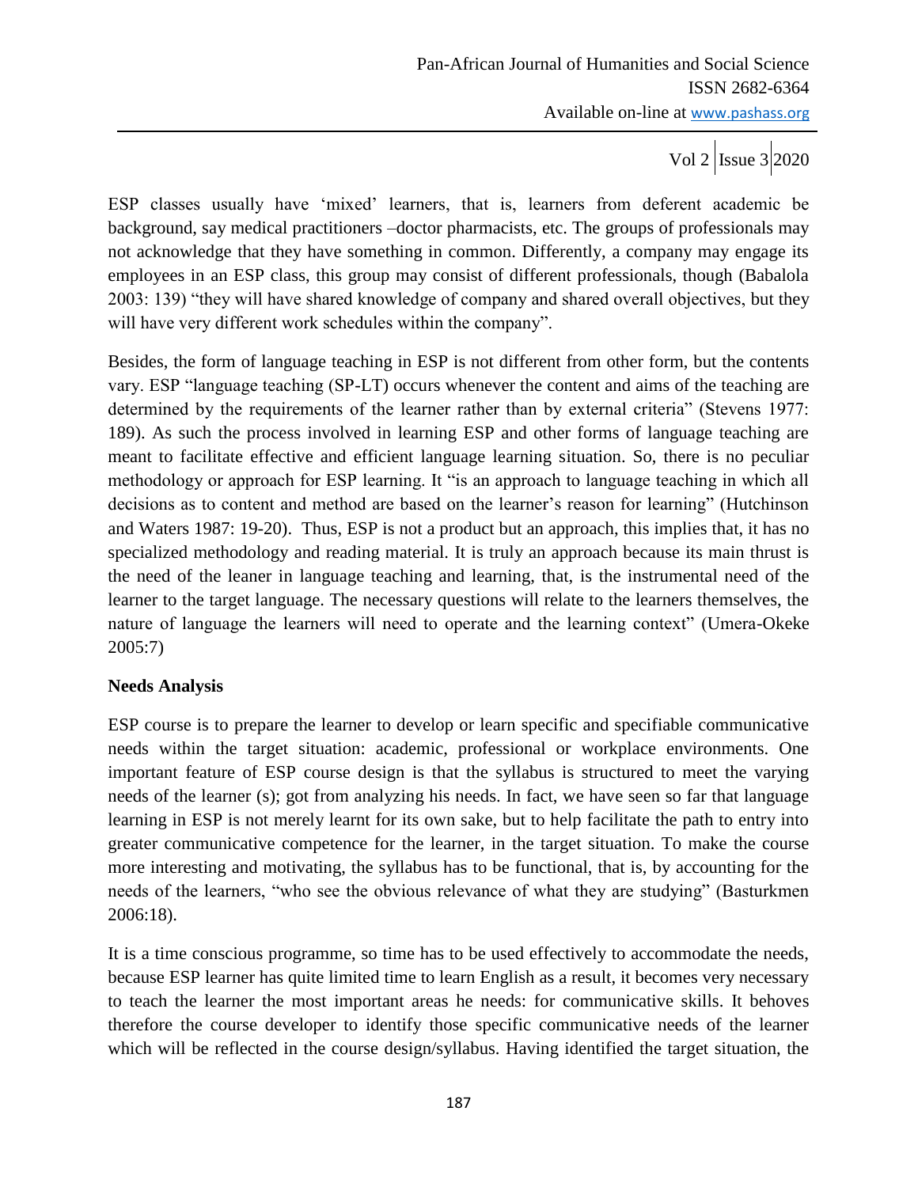ESP classes usually have 'mixed' learners, that is, learners from deferent academic be background, say medical practitioners –doctor pharmacists, etc. The groups of professionals may not acknowledge that they have something in common. Differently, a company may engage its employees in an ESP class, this group may consist of different professionals, though (Babalola 2003: 139) "they will have shared knowledge of company and shared overall objectives, but they will have very different work schedules within the company".

Besides, the form of language teaching in ESP is not different from other form, but the contents vary. ESP "language teaching (SP-LT) occurs whenever the content and aims of the teaching are determined by the requirements of the learner rather than by external criteria" (Stevens 1977: 189). As such the process involved in learning ESP and other forms of language teaching are meant to facilitate effective and efficient language learning situation. So, there is no peculiar methodology or approach for ESP learning. It "is an approach to language teaching in which all decisions as to content and method are based on the learner's reason for learning" (Hutchinson and Waters 1987: 19-20). Thus, ESP is not a product but an approach, this implies that, it has no specialized methodology and reading material. It is truly an approach because its main thrust is the need of the leaner in language teaching and learning, that, is the instrumental need of the learner to the target language. The necessary questions will relate to the learners themselves, the nature of language the learners will need to operate and the learning context" (Umera-Okeke 2005:7)

**Needs Analysis**

ESP course is to prepare the learner to develop or learn specific and specifiable communicative needs within the target situation: academic, professional or workplace environments. One important feature of ESP course design is that the syllabus is structured to meet the varying needs of the learner (s); got from analyzing his needs. In fact, we have seen so far that language learning in ESP is not merely learnt for its own sake, but to help facilitate the path to entry into greater communicative competence for the learner, in the target situation. To make the course more interesting and motivating, the syllabus has to be functional, that is, by accounting for the needs of the learners, "who see the obvious relevance of what they are studying" (Basturkmen 2006:18).

It is a time conscious programme, so time has to be used effectively to accommodate the needs, because ESP learner has quite limited time to learn English as a result, it becomes very necessary to teach the learner the most important areas he needs: for communicative skills. It behoves therefore the course developer to identify those specific communicative needs of the learner which will be reflected in the course design/syllabus. Having identified the target situation, the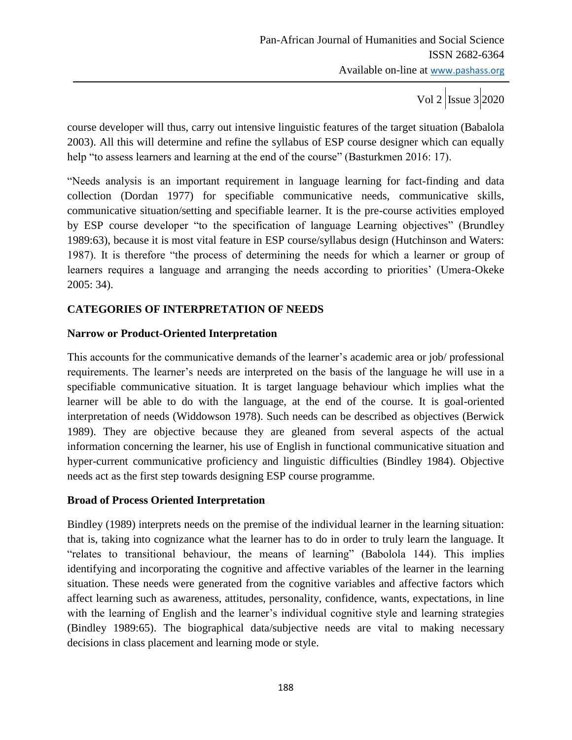course developer will thus, carry out intensive linguistic features of the target situation (Babalola 2003). All this will determine and refine the syllabus of ESP course designer which can equally help "to assess learners and learning at the end of the course" (Basturkmen 2016: 17).

"Needs analysis is an important requirement in language learning for fact-finding and data collection (Dordan 1977) for specifiable communicative needs, communicative skills, communicative situation/setting and specifiable learner. It is the pre-course activities employed by ESP course developer "to the specification of language Learning objectives" (Brundley 1989:63), because it is most vital feature in ESP course/syllabus design (Hutchinson and Waters: 1987). It is therefore "the process of determining the needs for which a learner or group of learners requires a language and arranging the needs according to priorities' (Umera-Okeke 2005: 34).

## CATEGORIES OF INTERPRETATION OF NEEDS

### Narrow or Product-Oriented Interpretation

This accounts for the communicative demands of the learner's academic area or job/ professional requirements. The learner's needs are interpreted on the basis of the language he will use in a specifiable communicative situation. It is target language behaviour which implies what the learner will be able to do with the language, at the end of the course. It is goal-oriented interpretation of needs (Widdowson 1978). Such needs can be described as objectives (Berwick 1989). They are objective because they are gleaned from several aspects of the actual information concerning the learner, his use of English in functional communicative situation and hyper-current communicative proficiency and linguistic difficulties (Bindley 1984). Objective needs act as the first step towards designing ESP course programme.

### Broad of Process Oriented Interpretation

Bindley (1989) interprets needs on the premise of the individual learner in the learning situation: that is, taking into cognizance what the learner has to do in order to truly learn the language. It "relates to transitional behaviour, the means of learning" (Babolola 144). This implies identifying and incorporating the cognitive and affective variables of the learner in the learning situation. These needs were generated from the cognitive variables and affective factors which affect learning such as awareness, attitudes, personality, confidence, wants, expectations, in line with the learning of English and the learner's individual cognitive style and learning strategies (Bindley 1989:65). The biographical data/subjective needs are vital to making necessary decisions in class placement and learning mode or style.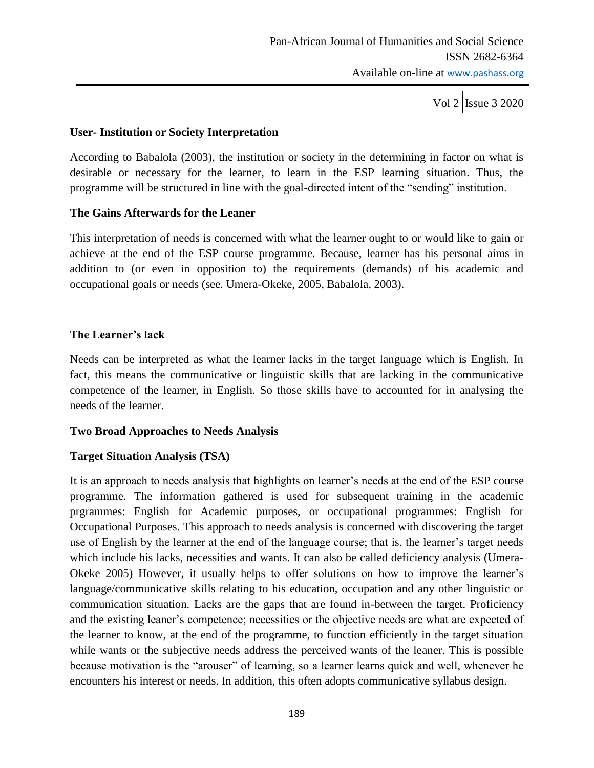### User- Institution or Society Interpretation

According to Babalola (2003), the institution or society in the determining in factor on what is desirable or necessary for the learner, to learn in the ESP learning situation. Thus, the programme will be structured in line with the goal-directed intent of the "sending" institution.

### The Gains Afterwards for the Leaner

This interpretation of needs is concerned with what the learner ought to or would like to gain or achieve at the end of the ESP course programme. Because, learner has his personal aims in addition to (or even in opposition to) the requirements (demands) of his academic and occupational goals or needs (see. Umera-Okeke, 2005, Babalola, 2003).

### The Learner's lack

Needs can be interpreted as what the learner lacks in the target language which is English. In fact, this means the communicative or linguistic skills that are lacking in the communicative competence of the learner, in English. So those skills have to accounted for in analysing the needs of the learner.

## Two Broad Approaches to Needs Analysis

### Target Situation Analysis (TSA)

It is an approach to needs analysis that highlights on learner's needs at the end of the ESP course programme. The information gathered is used for subsequent training in the academic prgrammes: English for Academic purposes, or occupational programmes: English for Occupational Purposes. This approach to needs analysis is concerned with discovering the target use of English by the learner at the end of the language course; that is, the learner's target needs which include his lacks, necessities and wants. It can also be called deficiency analysis (Umera-Okeke 2005) However, it usually helps to offer solutions on how to improve the learner's language/communicative skills relating to his education, occupation and any other linguistic or communication situation. Lacks are the gaps that are found in-between the target. Proficiency and the existing leaner's competence; necessities or the objective needs are what are expected of the learner to know, at the end of the programme, to function efficiently in the target situation while wants or the subjective needs address the perceived wants of the leaner. This is possible because motivation is the "arouser" of learning, so a learner learns quick and well, whenever he encounters his interest or needs. In addition, this often adopts communicative syllabus design.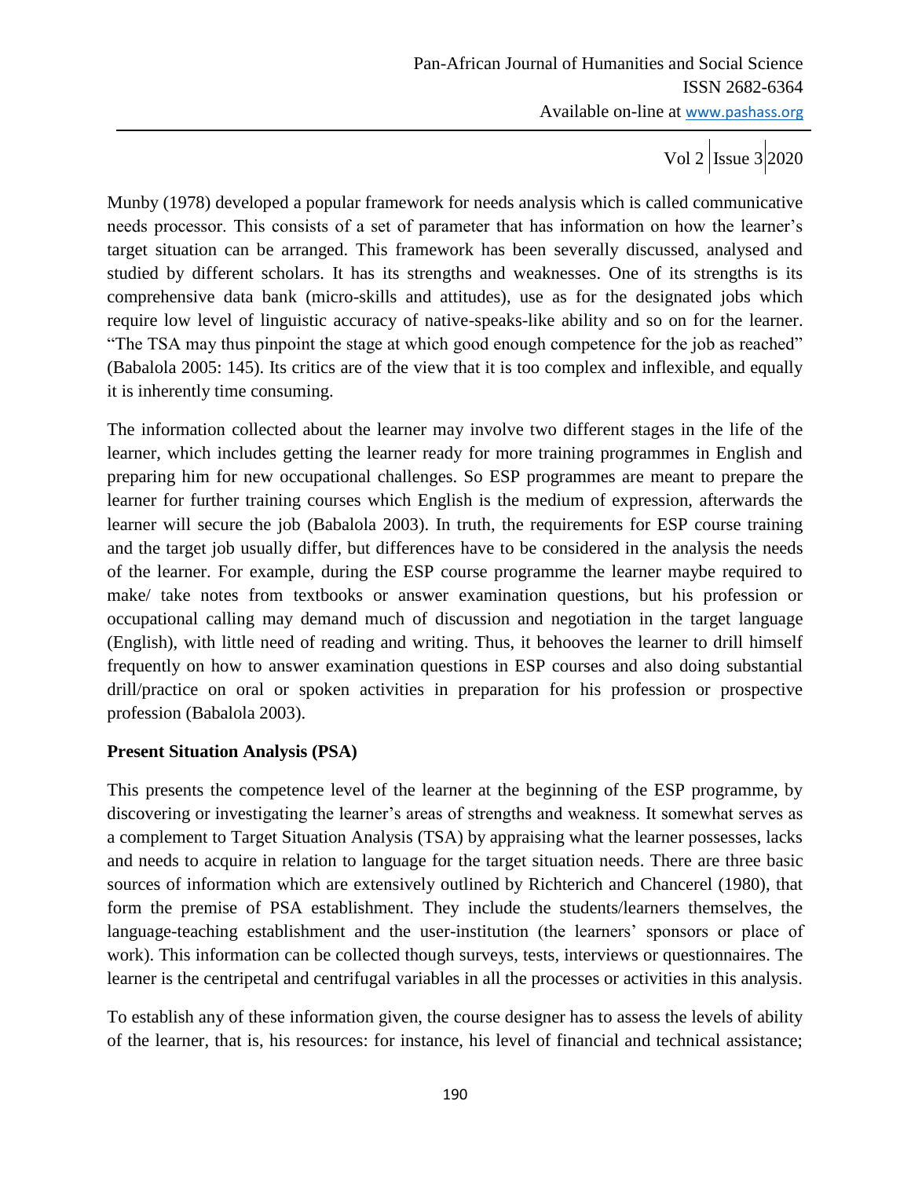Munby (1978) developed a popular framework for needs analysis which is called communicative needs processor. This consists of a set of parameter that has information on how the learner's target situation can be arranged. This framework has been severally discussed, analysed and studied by different scholars. It has its strengths and weaknesses. One of its strengths is its comprehensive data bank (micro-skills and attitudes), use as for the designated jobs which require low level of linguistic accuracy of native-speaks-like ability and so on for the learner. "The TSA may thus pinpoint the stage at which good enough competence for the job as reached" (Babalola 2005: 145). Its critics are of the view that it is too complex and inflexible, and equally it is inherently time consuming.

The information collected about the learner may involve two different stages in the life of the learner, which includes getting the learner ready for more training programmes in English and preparing him for new occupational challenges. So ESP programmes are meant to prepare the learner for further training courses which English is the medium of expression, afterwards the learner will secure the job (Babalola 2003). In truth, the requirements for ESP course training and the target job usually differ, but differences have to be considered in the analysis the needs of the learner. For example, during the ESP course programme the learner maybe required to make/ take notes from textbooks or answer examination questions, but his profession or occupational calling may demand much of discussion and negotiation in the target language (English), with little need of reading and writing. Thus, it behooves the learner to drill himself frequently on how to answer examination questions in ESP courses and also doing substantial drill/practice on oral or spoken activities in preparation for his profession or prospective profession (Babalola 2003).

**Present Situation Analysis (PSA)**

This presents the competence level of the learner at the beginning of the ESP programme, by discovering or investigating the learner's areas of strengths and weakness. It somewhat serves as a complement to Target Situation Analysis (TSA) by appraising what the learner possesses, lacks and needs to acquire in relation to language for the target situation needs. There are three basic sources of information which are extensively outlined by Richterich and Chancerel (1980), that form the premise of PSA establishment. They include the students/learners themselves, the language-teaching establishment and the user-institution (the learners' sponsors or place of work). This information can be collected though surveys, tests, interviews or questionnaires. The learner is the centripetal and centrifugal variables in all the processes or activities in this analysis.

To establish any of these information given, the course designer has to assess the levels of ability of the learner, that is, his resources: for instance, his level of financial and technical assistance;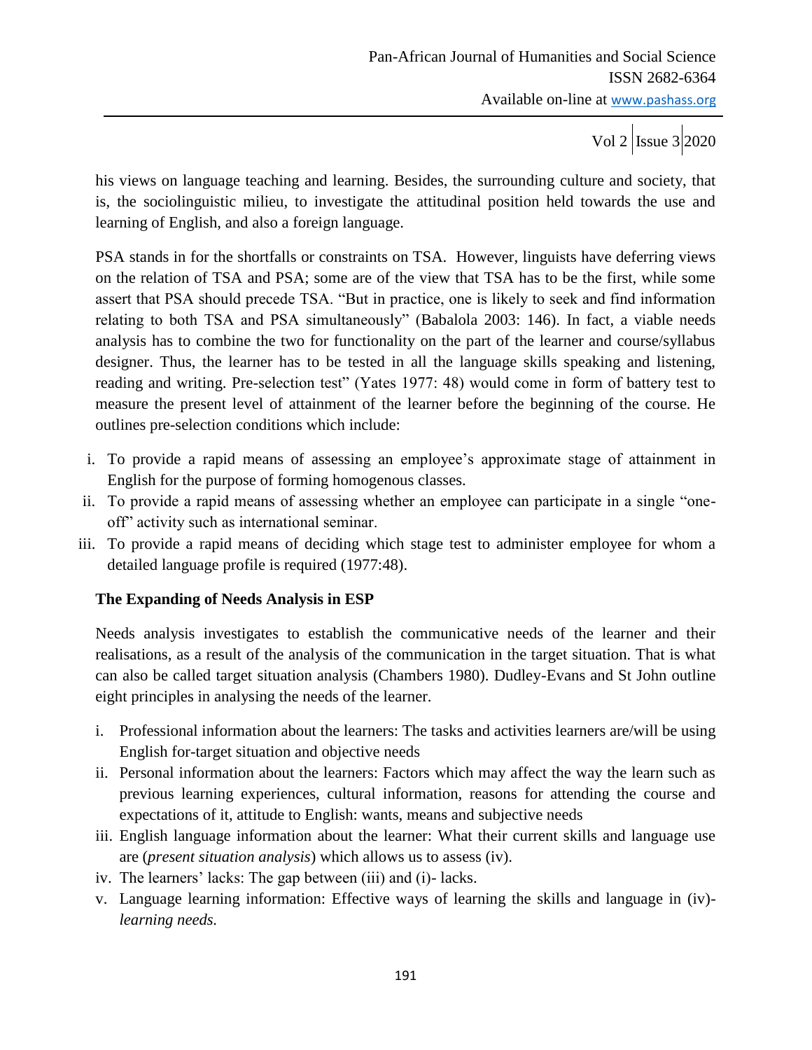his views on language teaching and learning. Besides, the surrounding culture and society, that is, the sociolinguistic milieu, to investigate the attitudinal position held towards the use and learning of English, and also a foreign language.

PSA stands in for the shortfalls or constraints on TSA. However, linguists have deferring views on the relation of TSA and PSA; some are of the view that TSA has to be the first, while some assert that PSA should precede TSA. "But in practice, one is likely to seek and find information relating to both TSA and PSA simultaneously" (Babalola 2003: 146). In fact, a viable needs analysis has to combine the two for functionality on the part of the learner and course/syllabus designer. Thus, the learner has to be tested in all the language skills speaking and listening, reading and writing. Pre-selection test" (Yates 1977: 48) would come in form of battery test to measure the present level of attainment of the learner before the beginning of the course. He outlines pre-selection conditions which include:

i. To provide a rapid means of assessing an employee's approximate stage of attainment in English for the purpose of forming homogenous classes.
ii. To provide a rapid means of assessing whether an employee can participate in a single "one-off" activity such as international seminar.
iii. To provide a rapid means of deciding which stage test to administer employee for whom a detailed language profile is required (1977:48).

### The Expanding of Needs Analysis in ESP

Needs analysis investigates to establish the communicative needs of the learner and their realisations, as a result of the analysis of the communication in the target situation. That is what can also be called target situation analysis (Chambers 1980). Dudley-Evans and St John outline eight principles in analysing the needs of the learner.

i. Professional information about the learners: The tasks and activities learners are/will be using English for-target situation and objective needs
ii. Personal information about the learners: Factors which may affect the way the learn such as previous learning experiences, cultural information, reasons for attending the course and expectations of it, attitude to English: wants, means and subjective needs
iii. English language information about the learner: What their current skills and language use are (*present situation analysis*) which allows us to assess (iv).
iv. The learners' lacks: The gap between (iii) and (i)- lacks.
v. Language learning information: Effective ways of learning the skills and language in (iv)- *learning needs.*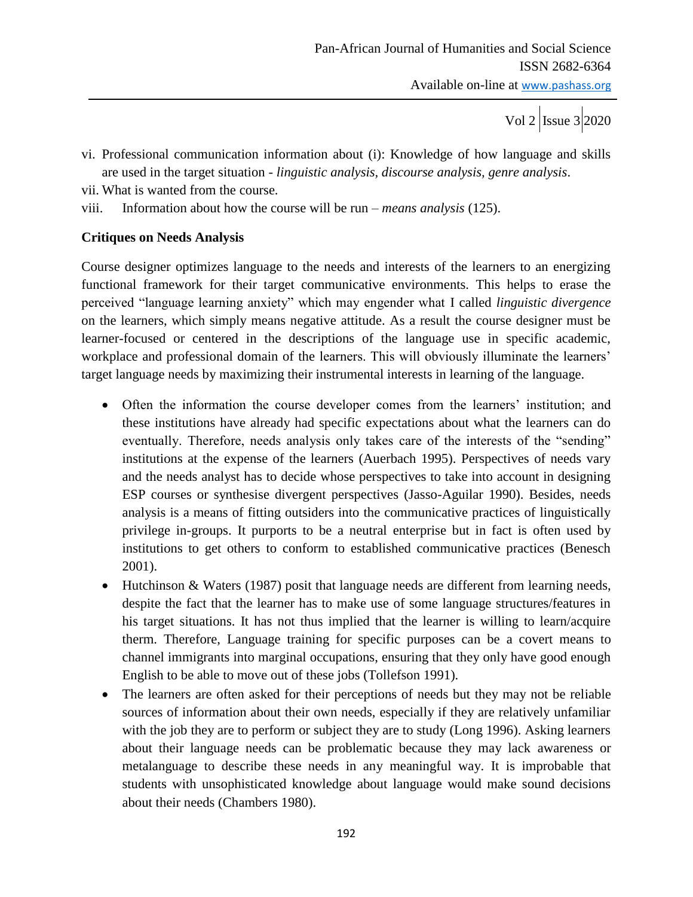vi. Professional communication information about (i): Knowledge of how language and skills are used in the target situation - *linguistic analysis, discourse analysis, genre analysis*.

vii. What is wanted from the course.

viii. Information about how the course will be run – *means analysis* (125).

**Critiques on Needs Analysis**

Course designer optimizes language to the needs and interests of the learners to an energizing functional framework for their target communicative environments. This helps to erase the perceived "language learning anxiety" which may engender what I called *linguistic divergence* on the learners, which simply means negative attitude. As a result the course designer must be learner-focused or centered in the descriptions of the language use in specific academic, workplace and professional domain of the learners. This will obviously illuminate the learners' target language needs by maximizing their instrumental interests in learning of the language.

- Often the information the course developer comes from the learners' institution; and these institutions have already had specific expectations about what the learners can do eventually. Therefore, needs analysis only takes care of the interests of the "sending" institutions at the expense of the learners (Auerbach 1995). Perspectives of needs vary and the needs analyst has to decide whose perspectives to take into account in designing ESP courses or synthesise divergent perspectives (Jasso-Aguilar 1990). Besides, needs analysis is a means of fitting outsiders into the communicative practices of linguistically privilege in-groups. It purports to be a neutral enterprise but in fact is often used by institutions to get others to conform to established communicative practices (Benesch 2001).
- Hutchinson & Waters (1987) posit that language needs are different from learning needs, despite the fact that the learner has to make use of some language structures/features in his target situations. It has not thus implied that the learner is willing to learn/acquire therm. Therefore, Language training for specific purposes can be a covert means to channel immigrants into marginal occupations, ensuring that they only have good enough English to be able to move out of these jobs (Tollefson 1991).
- The learners are often asked for their perceptions of needs but they may not be reliable sources of information about their own needs, especially if they are relatively unfamiliar with the job they are to perform or subject they are to study (Long 1996). Asking learners about their language needs can be problematic because they may lack awareness or metalanguage to describe these needs in any meaningful way. It is improbable that students with unsophisticated knowledge about language would make sound decisions about their needs (Chambers 1980).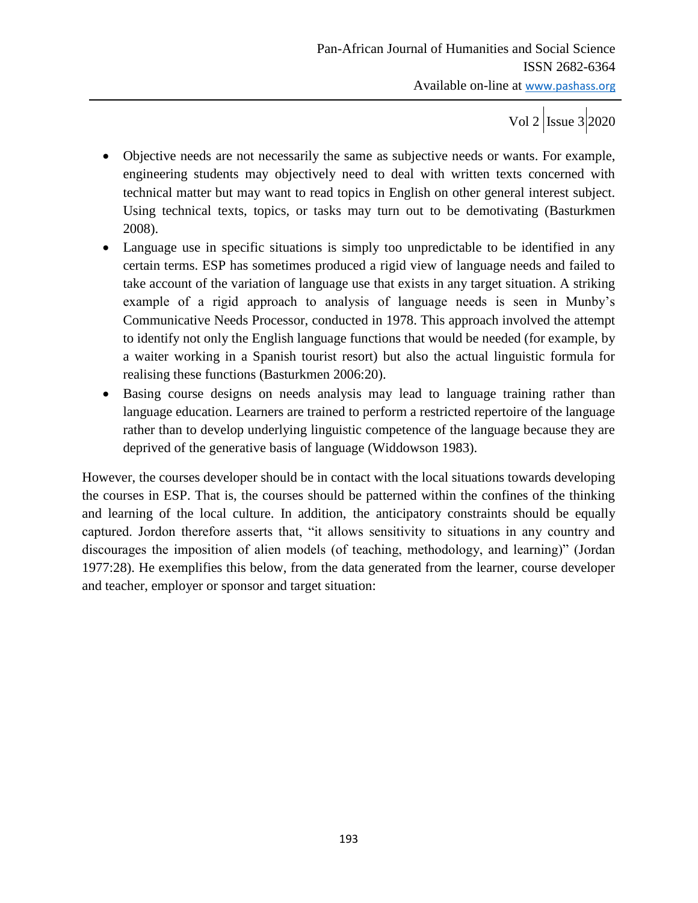- Objective needs are not necessarily the same as subjective needs or wants. For example, engineering students may objectively need to deal with written texts concerned with technical matter but may want to read topics in English on other general interest subject. Using technical texts, topics, or tasks may turn out to be demotivating (Basturkmen 2008).
- Language use in specific situations is simply too unpredictable to be identified in any certain terms. ESP has sometimes produced a rigid view of language needs and failed to take account of the variation of language use that exists in any target situation. A striking example of a rigid approach to analysis of language needs is seen in Munby's Communicative Needs Processor, conducted in 1978. This approach involved the attempt to identify not only the English language functions that would be needed (for example, by a waiter working in a Spanish tourist resort) but also the actual linguistic formula for realising these functions (Basturkmen 2006:20).
- Basing course designs on needs analysis may lead to language training rather than language education. Learners are trained to perform a restricted repertoire of the language rather than to develop underlying linguistic competence of the language because they are deprived of the generative basis of language (Widdowson 1983).

However, the courses developer should be in contact with the local situations towards developing the courses in ESP. That is, the courses should be patterned within the confines of the thinking and learning of the local culture. In addition, the anticipatory constraints should be equally captured. Jordon therefore asserts that, "it allows sensitivity to situations in any country and discourages the imposition of alien models (of teaching, methodology, and learning)" (Jordan 1977:28). He exemplifies this below, from the data generated from the learner, course developer and teacher, employer or sponsor and target situation: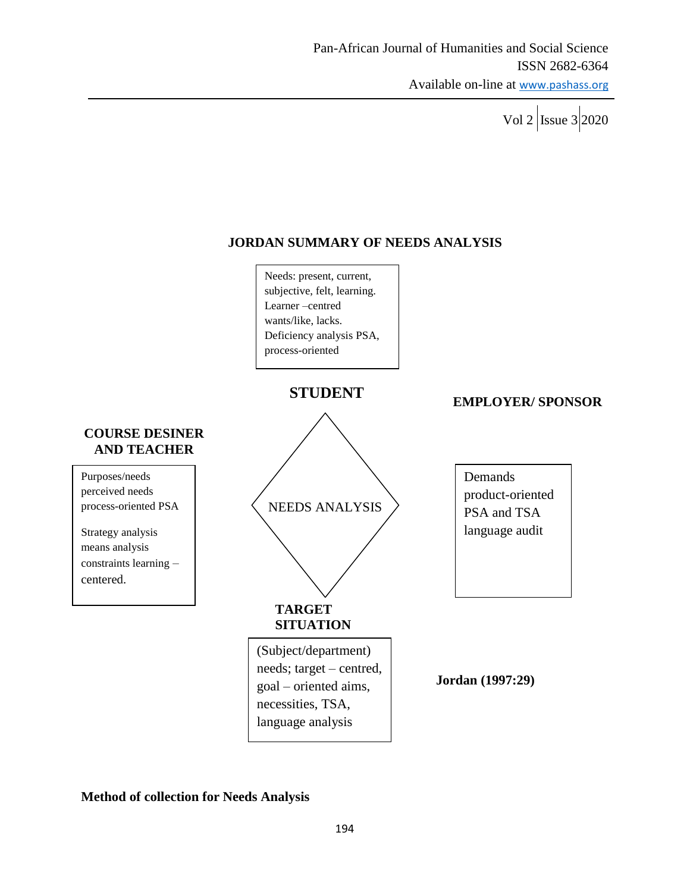**JORDAN SUMMARY OF NEEDS ANALYSIS**

Needs: present, current, subjective, felt, learning. Learner –centred wants/like, lacks. Deficiency analysis PSA, process-oriented

**STUDENT**

**EMPLOYER/ SPONSOR**

**COURSE DESINER AND TEACHER**

Purposes/needs perceived needs process-oriented PSA

Strategy analysis means analysis constraints learning – centered.

NEEDS ANALYSIS

Demands product-oriented PSA and TSA language audit

**TARGET SITUATION**

(Subject/department) needs; target – centred, goal – oriented aims, necessities, TSA, language analysis

**Jordan (1997:29)**

**Method of collection for Needs Analysis**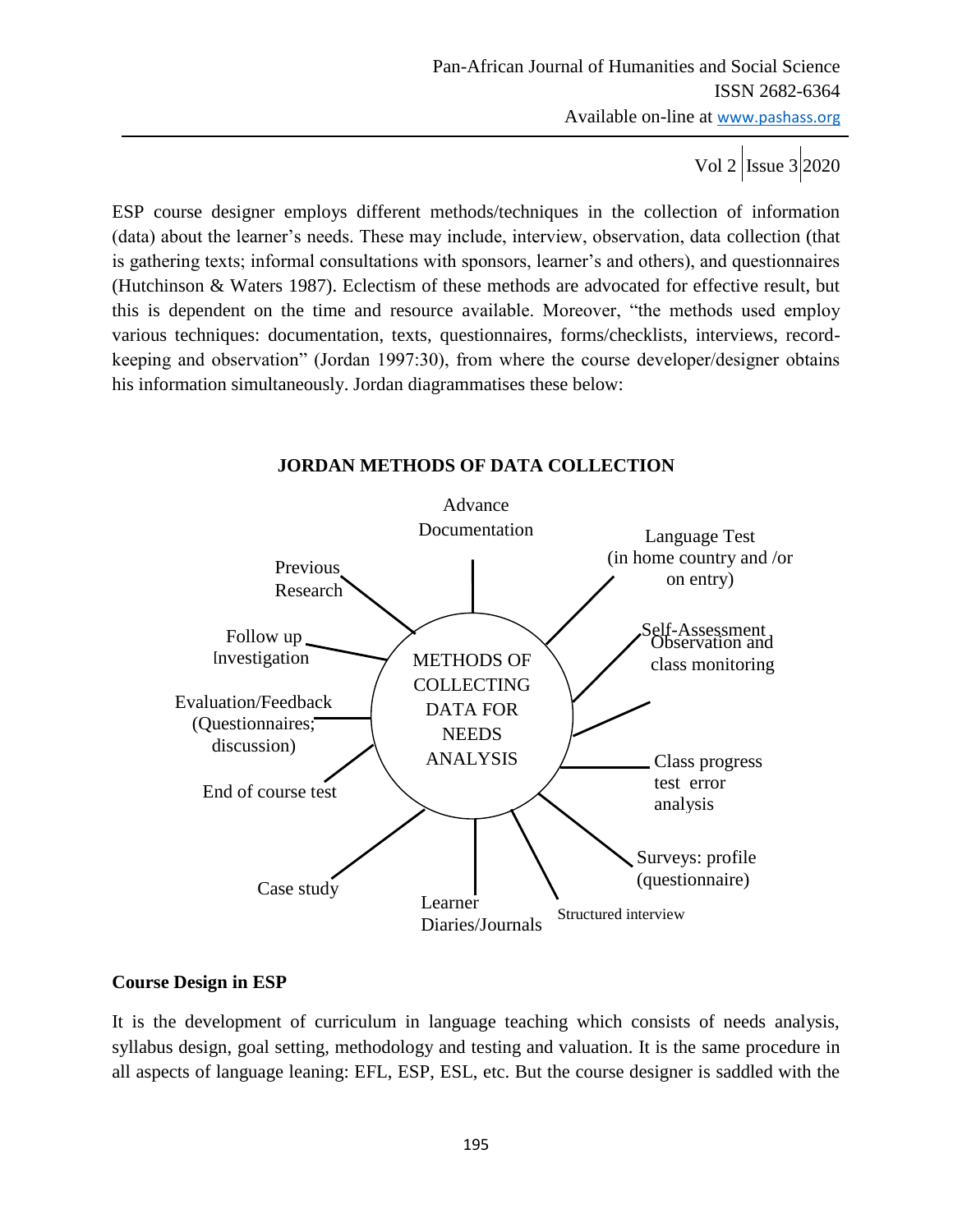ESP course designer employs different methods/techniques in the collection of information (data) about the learner's needs. These may include, interview, observation, data collection (that is gathering texts; informal consultations with sponsors, learner's and others), and questionnaires (Hutchinson & Waters 1987). Eclectism of these methods are advocated for effective result, but this is dependent on the time and resource available. Moreover, "the methods used employ various techniques: documentation, texts, questionnaires, forms/checklists, interviews, record-keeping and observation" (Jordan 1997:30), from where the course developer/designer obtains his information simultaneously. Jordan diagrammatises these below:

**JORDAN METHODS OF DATA COLLECTION**

METHODS OF COLLECTING DATA FOR NEEDS ANALYSIS

- Advance Documentation
- Language Test (in home country and /or on entry)
- Self-Assessment
- Observation and class monitoring
- Class progress test error analysis
- Surveys: profile (questionnaire)
- Structured interview
- Learner Diaries/Journals
- Case study
- End of course test
- Evaluation/Feedback (Questionnaires; discussion)
- Follow up Investigation
- Previous Research

**Course Design in ESP**

It is the development of curriculum in language teaching which consists of needs analysis, syllabus design, goal setting, methodology and testing and valuation. It is the same procedure in all aspects of language leaning: EFL, ESP, ESL, etc. But the course designer is saddled with the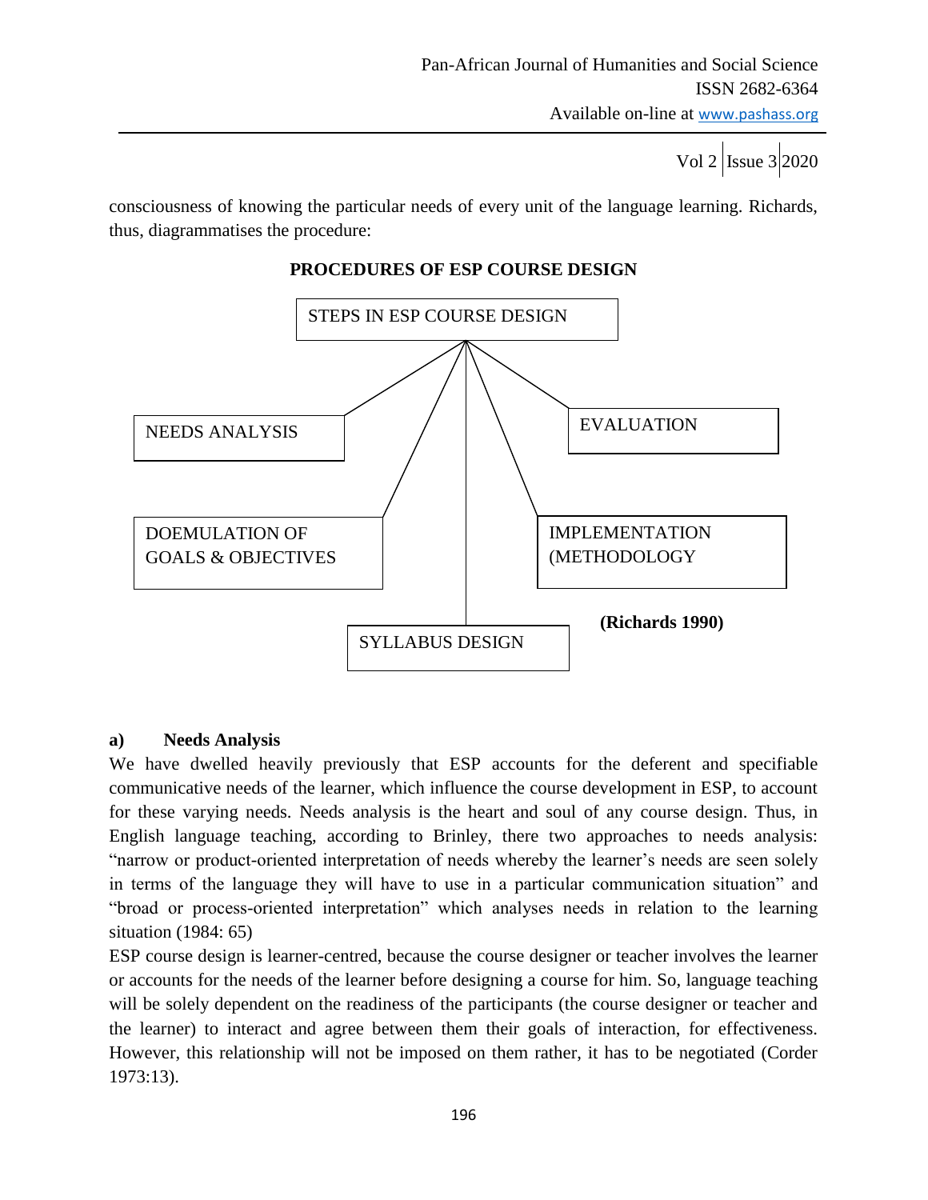consciousness of knowing the particular needs of every unit of the language learning. Richards, thus, diagrammatises the procedure:

**PROCEDURES OF ESP COURSE DESIGN**

STEPS IN ESP COURSE DESIGN

NEEDS ANALYSIS

DOEMULATION OF GOALS & OBJECTIVES

SYLLABUS DESIGN

IMPLEMENTATION (METHODOLOGY

EVALUATION

**(Richards 1990)**

**a) Needs Analysis**

We have dwelled heavily previously that ESP accounts for the deferent and specifiable communicative needs of the learner, which influence the course development in ESP, to account for these varying needs. Needs analysis is the heart and soul of any course design. Thus, in English language teaching, according to Brinley, there two approaches to needs analysis: "narrow or product-oriented interpretation of needs whereby the learner's needs are seen solely in terms of the language they will have to use in a particular communication situation" and "broad or process-oriented interpretation" which analyses needs in relation to the learning situation (1984: 65)

ESP course design is learner-centred, because the course designer or teacher involves the learner or accounts for the needs of the learner before designing a course for him. So, language teaching will be solely dependent on the readiness of the participants (the course designer or teacher and the learner) to interact and agree between them their goals of interaction, for effectiveness. However, this relationship will not be imposed on them rather, it has to be negotiated (Corder 1973:13).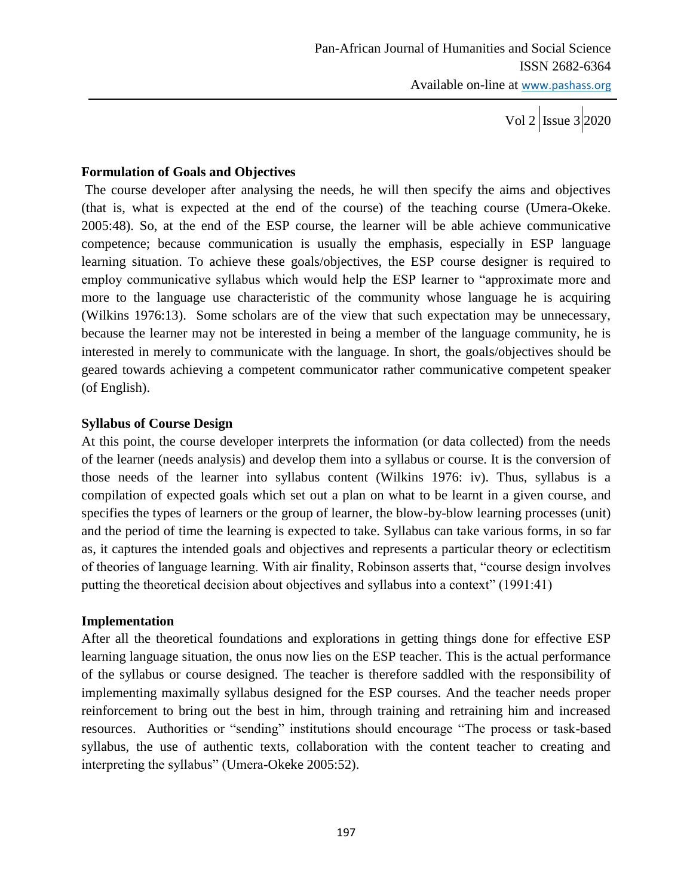**Formulation of Goals and Objectives**

The course developer after analysing the needs, he will then specify the aims and objectives (that is, what is expected at the end of the course) of the teaching course (Umera-Okeke. 2005:48). So, at the end of the ESP course, the learner will be able achieve communicative competence; because communication is usually the emphasis, especially in ESP language learning situation. To achieve these goals/objectives, the ESP course designer is required to employ communicative syllabus which would help the ESP learner to "approximate more and more to the language use characteristic of the community whose language he is acquiring (Wilkins 1976:13). Some scholars are of the view that such expectation may be unnecessary, because the learner may not be interested in being a member of the language community, he is interested in merely to communicate with the language. In short, the goals/objectives should be geared towards achieving a competent communicator rather communicative competent speaker (of English).

**Syllabus of Course Design**

At this point, the course developer interprets the information (or data collected) from the needs of the learner (needs analysis) and develop them into a syllabus or course. It is the conversion of those needs of the learner into syllabus content (Wilkins 1976: iv). Thus, syllabus is a compilation of expected goals which set out a plan on what to be learnt in a given course, and specifies the types of learners or the group of learner, the blow-by-blow learning processes (unit) and the period of time the learning is expected to take. Syllabus can take various forms, in so far as, it captures the intended goals and objectives and represents a particular theory or eclectitism of theories of language learning. With air finality, Robinson asserts that, "course design involves putting the theoretical decision about objectives and syllabus into a context" (1991:41)

**Implementation**

After all the theoretical foundations and explorations in getting things done for effective ESP learning language situation, the onus now lies on the ESP teacher. This is the actual performance of the syllabus or course designed. The teacher is therefore saddled with the responsibility of implementing maximally syllabus designed for the ESP courses. And the teacher needs proper reinforcement to bring out the best in him, through training and retraining him and increased resources. Authorities or "sending" institutions should encourage "The process or task-based syllabus, the use of authentic texts, collaboration with the content teacher to creating and interpreting the syllabus" (Umera-Okeke 2005:52).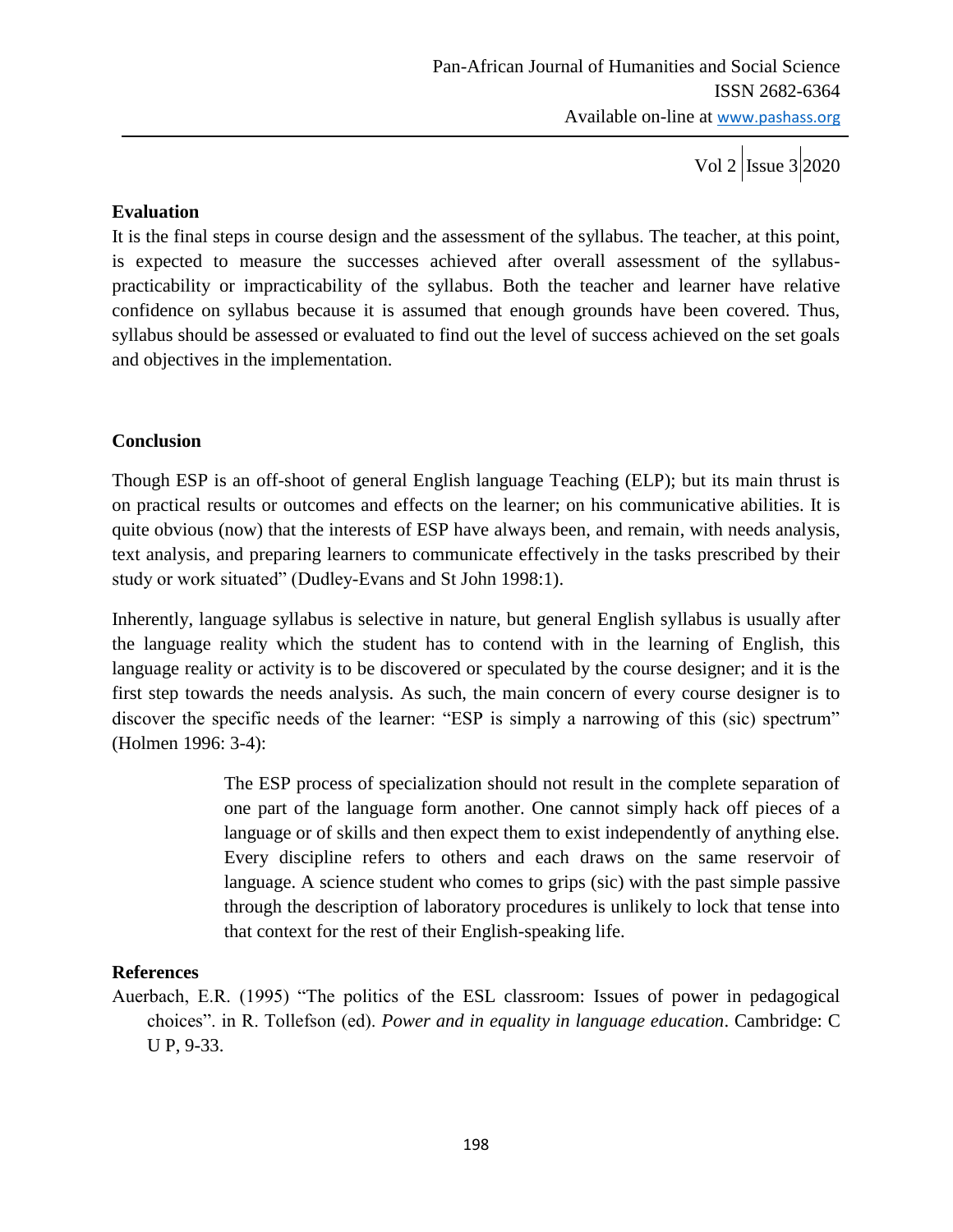**Evaluation**

It is the final steps in course design and the assessment of the syllabus. The teacher, at this point, is expected to measure the successes achieved after overall assessment of the syllabus-practicability or impracticability of the syllabus. Both the teacher and learner have relative confidence on syllabus because it is assumed that enough grounds have been covered. Thus, syllabus should be assessed or evaluated to find out the level of success achieved on the set goals and objectives in the implementation.

**Conclusion**

Though ESP is an off-shoot of general English language Teaching (ELP); but its main thrust is on practical results or outcomes and effects on the learner; on his communicative abilities. It is quite obvious (now) that the interests of ESP have always been, and remain, with needs analysis, text analysis, and preparing learners to communicate effectively in the tasks prescribed by their study or work situated" (Dudley-Evans and St John 1998:1).

Inherently, language syllabus is selective in nature, but general English syllabus is usually after the language reality which the student has to contend with in the learning of English, this language reality or activity is to be discovered or speculated by the course designer; and it is the first step towards the needs analysis. As such, the main concern of every course designer is to discover the specific needs of the learner: "ESP is simply a narrowing of this (sic) spectrum" (Holmen 1996: 3-4):

> The ESP process of specialization should not result in the complete separation of one part of the language form another. One cannot simply hack off pieces of a language or of skills and then expect them to exist independently of anything else. Every discipline refers to others and each draws on the same reservoir of language. A science student who comes to grips (sic) with the past simple passive through the description of laboratory procedures is unlikely to lock that tense into that context for the rest of their English-speaking life.

**References**

Auerbach, E.R. (1995) "The politics of the ESL classroom: Issues of power in pedagogical choices". in R. Tollefson (ed). *Power and in equality in language education*. Cambridge: C U P, 9-33.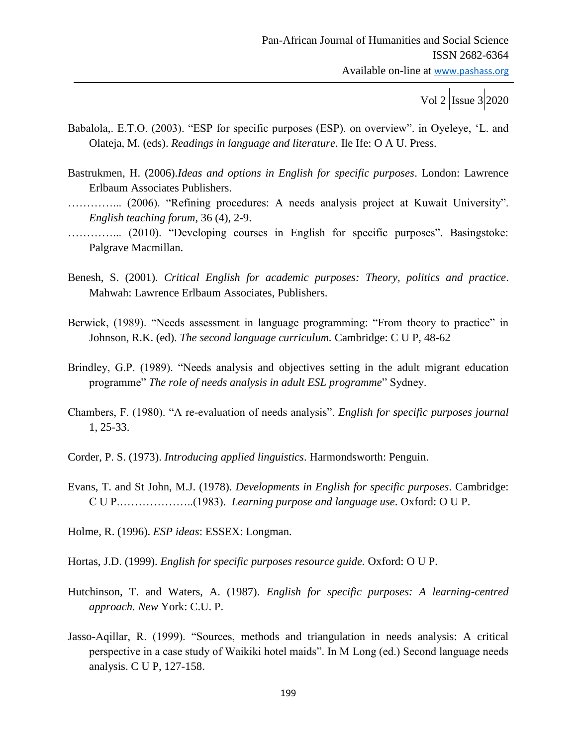Babalola,. E.T.O. (2003). "ESP for specific purposes (ESP). on overview". in Oyeleye, 'L. and Olateja, M. (eds). *Readings in language and literature*. Ile Ife: O A U. Press.

Bastrukmen, H. (2006).*Ideas and options in English for specific purposes*. London: Lawrence Erlbaum Associates Publishers.

…………... (2006). "Refining procedures: A needs analysis project at Kuwait University". *English teaching forum*, 36 (4), 2-9.

…………... (2010). "Developing courses in English for specific purposes". Basingstoke: Palgrave Macmillan.

Benesh, S. (2001). *Critical English for academic purposes: Theory, politics and practice*. Mahwah: Lawrence Erlbaum Associates, Publishers.

Berwick, (1989). "Needs assessment in language programming: "From theory to practice" in Johnson, R.K. (ed). *The second language curriculum.* Cambridge: C U P, 48-62

Brindley, G.P. (1989). "Needs analysis and objectives setting in the adult migrant education programme" *The role of needs analysis in adult ESL programme*" Sydney.

Chambers, F. (1980). "A re-evaluation of needs analysis". *English for specific purposes journal* 1, 25-33.

Corder, P. S. (1973). *Introducing applied linguistics*. Harmondsworth: Penguin.

Evans, T. and St John, M.J. (1978). *Developments in English for specific purposes*. Cambridge: C U P.………………..(1983). *Learning purpose and language use*. Oxford: O U P.

Holme, R. (1996). *ESP ideas*: ESSEX: Longman.

Hortas, J.D. (1999). *English for specific purposes resource guide.* Oxford: O U P.

Hutchinson, T. and Waters, A. (1987). *English for specific purposes: A learning-centred approach. New* York: C.U. P.

Jasso-Aqillar, R. (1999). "Sources, methods and triangulation in needs analysis: A critical perspective in a case study of Waikiki hotel maids". In M Long (ed.) Second language needs analysis. C U P, 127-158.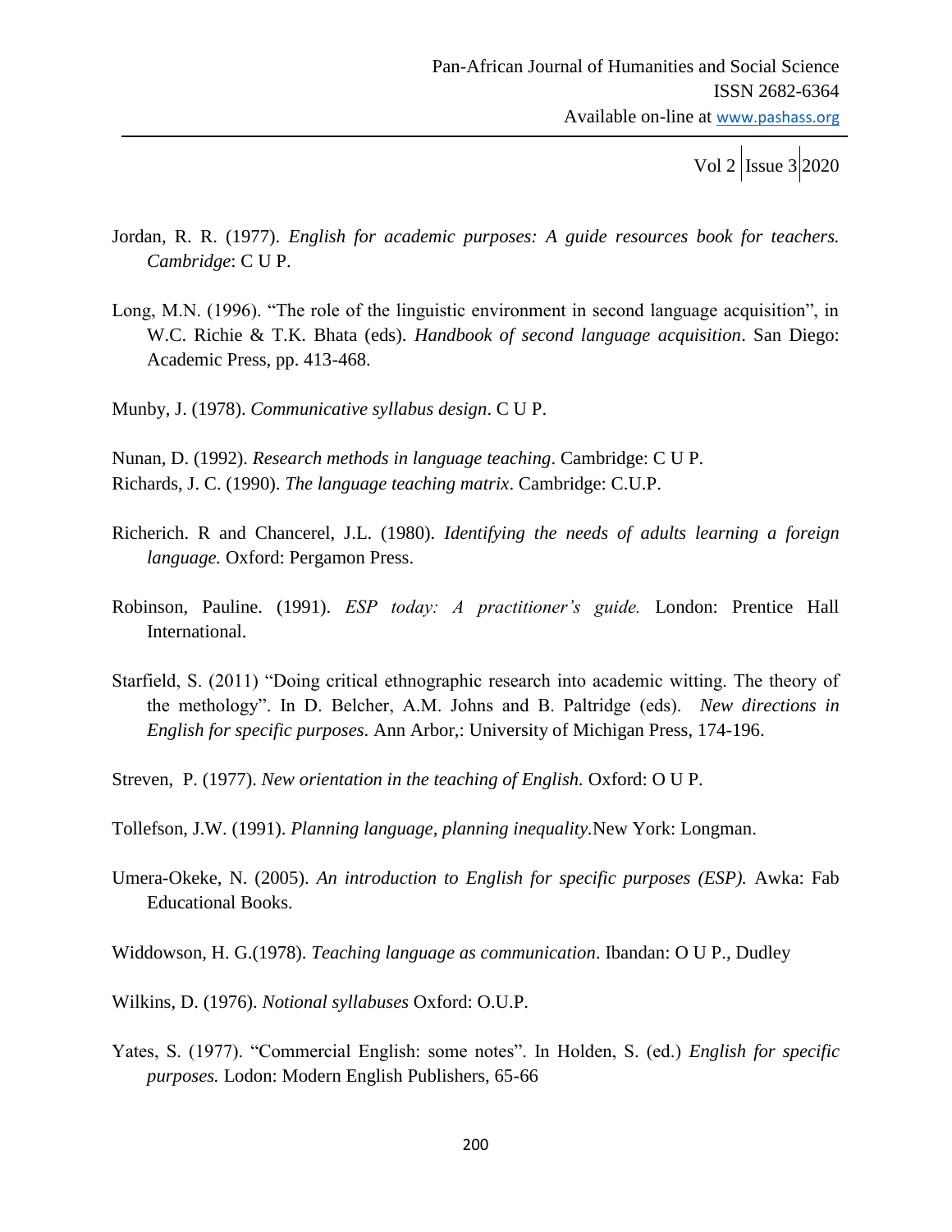Jordan, R. R. (1977). *English for academic purposes: A guide resources book for teachers. Cambridge*: C U P.

Long, M.N. (1996). "The role of the linguistic environment in second language acquisition", in W.C. Richie & T.K. Bhata (eds). *Handbook of second language acquisition*. San Diego: Academic Press, pp. 413-468.

Munby, J. (1978). *Communicative syllabus design*. C U P.

Nunan, D. (1992). *Research methods in language teaching*. Cambridge: C U P.

Richards, J. C. (1990). *The language teaching matrix*. Cambridge: C.U.P.

Richerich. R and Chancerel, J.L. (1980). *Identifying the needs of adults learning a foreign language.* Oxford: Pergamon Press.

Robinson, Pauline. (1991). *ESP today: A practitioner's guide.* London: Prentice Hall International.

Starfield, S. (2011) "Doing critical ethnographic research into academic witting. The theory of the methology". In D. Belcher, A.M. Johns and B. Paltridge (eds). *New directions in English for specific purposes*. Ann Arbor,: University of Michigan Press, 174-196.

Streven, P. (1977). *New orientation in the teaching of English.* Oxford: O U P.

Tollefson, J.W. (1991). *Planning language, planning inequality.*New York: Longman.

Umera-Okeke, N. (2005). *An introduction to English for specific purposes (ESP).* Awka: Fab Educational Books.

Widdowson, H. G.(1978). *Teaching language as communication*. Ibandan: O U P., Dudley

Wilkins, D. (1976). *Notional syllabuses* Oxford: O.U.P.

Yates, S. (1977). "Commercial English: some notes". In Holden, S. (ed.) *English for specific purposes.* Lodon: Modern English Publishers, 65-66